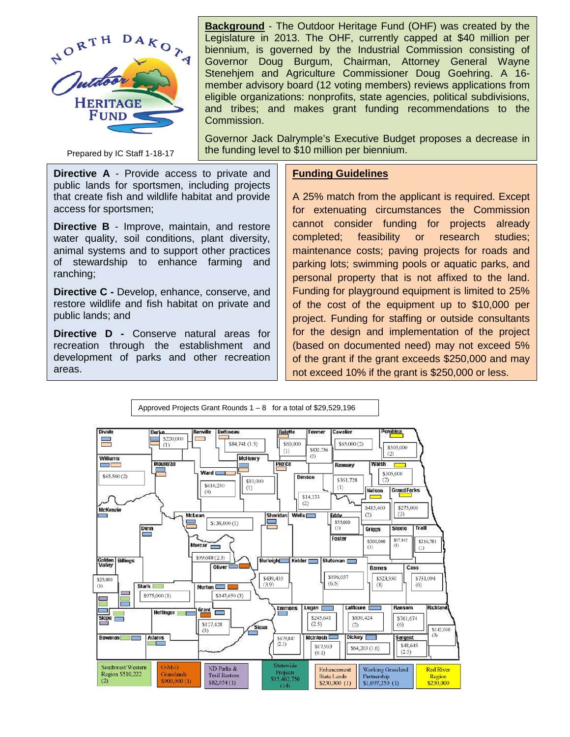NORTH DAKOTA Outdoor HERITAGE FUND

Prepared by IC Staff 1-18-17

**Background** - The Outdoor Heritage Fund (OHF) was created by the Legislature in 2013. The OHF, currently capped at $40 million per biennium, is governed by the Industrial Commission consisting of Governor Doug Burgum, Chairman, Attorney General Wayne Stenehjem and Agriculture Commissioner Doug Goehring. A 16-member advisory board (12 voting members) reviews applications from eligible organizations: nonprofits, state agencies, political subdivisions, and tribes; and makes grant funding recommendations to the Commission.

Governor Jack Dalrymple's Executive Budget proposes a decrease in the funding level to $10 million per biennium.

**Directive A** - Provide access to private and public lands for sportsmen, including projects that create fish and wildlife habitat and provide access for sportsmen;

**Directive B** - Improve, maintain, and restore water quality, soil conditions, plant diversity, animal systems and to support other practices of stewardship to enhance farming and ranching;

**Directive C -** Develop, enhance, conserve, and restore wildlife and fish habitat on private and public lands; and

**Directive D -** Conserve natural areas for recreation through the establishment and development of parks and other recreation areas.

## Funding Guidelines

A 25% match from the applicant is required. Except for extenuating circumstances the Commission cannot consider funding for projects already completed; feasibility or research studies; maintenance costs; paving projects for roads and parking lots; swimming pools or aquatic parks, and personal property that is not affixed to the land. Funding for playground equipment is limited to 25% of the cost of the equipment up to $10,000 per project. Funding for staffing or outside consultants for the design and implementation of the project (based on documented need) may not exceed 5% of the grant if the grant exceeds $250,000 and may not exceed 10% if the grant is $250,000 or less.

Approved Projects Grant Rounds 1 – 8 for a total of $29,529,196

| County | Amount |
|---|---|
| Burke | $220,000 (1) |
| Bottineau | $84,741 (1.5) |
| Rolette | $60,000 (1) |
| Towner | $132,736 (2) |
| Cavalier | $65,000 (2) |
| Pembina | $305,000 (2) |
| Williams | $65,500 (2) |
| Ward | $610,250 (4) |
| McHenry | $10,000 (1) |
| Ramsey | $361,728 (1) |
| Walsh | $305,000 (2) |
| Benson | $14,133 (2) |
| Nelson | $485,400 (2) |
| Grand Forks | $275,000 (3) |
| McLean | $138,000 (1) |
| Eddy | $35,000 (1) |
| Griggs | $300,000 (1) |
| Steele | $57,342 (1) |
| Traill | $216,781 (1) |
| Mercer | $99,688 (2.5) |
| Burleigh | $439,455 (3.9) |
| Stutsman | $896,057 (6.5) |
| Barnes | $523,550 (3) |
| Cass | $731,094 (6) |
| Golden Valley | $25,000 (1) |
| Stark | $975,000 (1) |
| Morton | $347,650 (3) |
| Grant | $127,428 (3) |
| Logan | $245,641 (2.5) |
| LaMoure | $830,424 (2) |
| Ransom | $761,674 (6) |
| Richland | $142,000 (3) |
| Emmons | $679,847 (2.1) |
| McIntosh | $17,953 (0.1) |
| Dickey | $64,203 (1.6) |
| Sargent | $48,645 (2.5) |
| Southwest/Western Region | $510,222 (2) |
| O-M-G Grasslands | $900,000 (1) |
| ND Parks & Trail Restore | $82,054 (1) |
| Statewide Projects | $15,462,750 (14) |
| Enhancement State Lands | $230,000 (1) |
| Working Grassland Partnership | $1,097,250 (1) |
| Red River Region | $230,000 |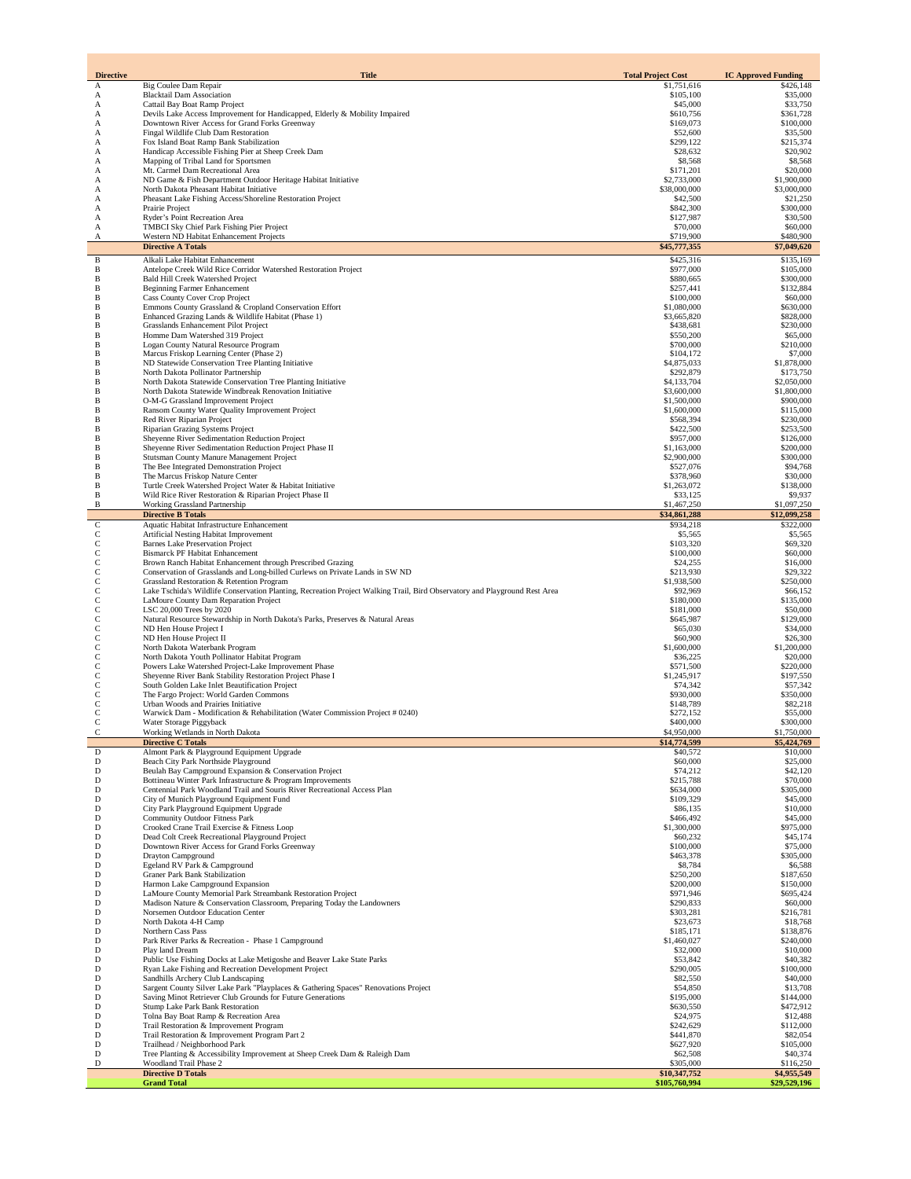| Directive | Title | Total Project Cost | IC Approved Funding |
|---|---|---|---|
| A | Big Coulee Dam Repair | $1,751,616 | $426,148 |
| A | Blacktail Dam Association | $105,100 | $35,000 |
| A | Cattail Bay Boat Ramp Project | $45,000 | $33,750 |
| A | Devils Lake Access Improvement for Handicapped, Elderly & Mobility Impaired | $610,756 | $361,728 |
| A | Downtown River Access for Grand Forks Greenway | $169,073 | $100,000 |
| A | Fingal Wildlife Club Dam Restoration | $52,600 | $35,500 |
| A | Fox Island Boat Ramp Bank Stabilization | $299,122 | $215,374 |
| A | Handicap Accessible Fishing Pier at Sheep Creek Dam | $28,632 | $20,902 |
| A | Mapping of Tribal Land for Sportsmen | $8,568 | $8,568 |
| A | Mt. Carmel Dam Recreational Area | $171,201 | $20,000 |
| A | ND Game & Fish Department Outdoor Heritage Habitat Initiative | $2,733,000 | $1,900,000 |
| A | North Dakota Pheasant Habitat Initiative | $38,000,000 | $3,000,000 |
| A | Pheasant Lake Fishing Access/Shoreline Restoration Project | $42,500 | $21,250 |
| A | Prairie Project | $842,300 | $300,000 |
| A | Ryder's Point Recreation Area | $127,987 | $30,500 |
| A | TMBCI Sky Chief Park Fishing Pier Project | $70,000 | $60,000 |
| A | Western ND Habitat Enhancement Projects | $719,900 | $480,900 |
| | **Directive A Totals** | **$45,777,355** | **$7,049,620** |
| B | Alkali Lake Habitat Enhancement | $425,316 | $135,169 |
| B | Antelope Creek Wild Rice Corridor Watershed Restoration Project | $977,000 | $105,000 |
| B | Bald Hill Creek Watershed Project | $880,665 | $300,000 |
| B | Beginning Farmer Enhancement | $257,441 | $132,884 |
| B | Cass County Cover Crop Project | $100,000 | $60,000 |
| B | Emmons County Grassland & Cropland Conservation Effort | $1,080,000 | $630,000 |
| B | Enhanced Grazing Lands & Wildlife Habitat (Phase 1) | $3,665,820 | $828,000 |
| B | Grasslands Enhancement Pilot Project | $438,681 | $230,000 |
| B | Homme Dam Watershed 319 Project | $550,200 | $65,000 |
| B | Logan County Natural Resource Program | $700,000 | $210,000 |
| B | Marcus Friskop Learning Center (Phase 2) | $104,172 | $7,000 |
| B | ND Statewide Conservation Tree Planting Initiative | $4,875,033 | $1,878,000 |
| B | North Dakota Pollinator Partnership | $292,879 | $173,750 |
| B | North Dakota Statewide Conservation Tree Planting Initiative | $4,133,704 | $2,050,000 |
| B | North Dakota Statewide Windbreak Renovation Initiative | $3,600,000 | $1,800,000 |
| B | O-M-G Grassland Improvement Project | $1,500,000 | $900,000 |
| B | Ransom County Water Quality Improvement Project | $1,600,000 | $115,000 |
| B | Red River Riparian Project | $568,394 | $230,000 |
| B | Riparian Grazing Systems Project | $422,500 | $253,500 |
| B | Sheyenne River Sedimentation Reduction Project | $957,000 | $126,000 |
| B | Sheyenne River Sedimentation Reduction Project Phase II | $1,163,000 | $200,000 |
| B | Stutsman County Manure Management Project | $2,900,000 | $300,000 |
| B | The Bee Integrated Demonstration Project | $527,076 | $94,768 |
| B | The Marcus Friskop Nature Center | $378,960 | $30,000 |
| B | Turtle Creek Watershed Project Water & Habitat Initiative | $1,263,072 | $138,000 |
| B | Wild Rice River Restoration & Riparian Project Phase II | $33,125 | $9,937 |
| B | Working Grassland Partnership | $1,467,250 | $1,097,250 |
| | **Directive B Totals** | **$34,861,288** | **$12,099,258** |
| C | Aquatic Habitat Infrastructure Enhancement | $934,218 | $322,000 |
| C | Artificial Nesting Habitat Improvement | $5,565 | $5,565 |
| C | Barnes Lake Preservation Project | $103,320 | $69,320 |
| C | Bismarck PF Habitat Enhancement | $100,000 | $60,000 |
| C | Brown Ranch Habitat Enhancement through Prescribed Grazing | $24,255 | $16,000 |
| C | Conservation of Grasslands and Long-billed Curlews on Private Lands in SW ND | $213,930 | $29,322 |
| C | Grassland Restoration & Retention Program | $1,938,500 | $250,000 |
| C | Lake Tschida's Wildlife Conservation Planting, Recreation Project Walking Trail, Bird Observatory and Playground Rest Area | $92,969 | $66,152 |
| C | LaMoure County Dam Reparation Project | $180,000 | $135,000 |
| C | LSC 20,000 Trees by 2020 | $181,000 | $50,000 |
| C | Natural Resource Stewardship in North Dakota's Parks, Preserves & Natural Areas | $645,987 | $129,000 |
| C | ND Hen House Project I | $65,030 | $34,000 |
| C | ND Hen House Project II | $60,900 | $26,300 |
| C | North Dakota Waterbank Program | $1,600,000 | $1,200,000 |
| C | North Dakota Youth Pollinator Habitat Program | $36,225 | $20,000 |
| C | Powers Lake Watershed Project-Lake Improvement Phase | $571,500 | $220,000 |
| C | Sheyenne River Bank Stability Restoration Project Phase I | $1,245,917 | $197,550 |
| C | South Golden Lake Inlet Beautification Project | $74,342 | $57,342 |
| C | The Fargo Project: World Garden Commons | $930,000 | $350,000 |
| C | Urban Woods and Prairies Initiative | $148,789 | $82,218 |
| C | Warwick Dam - Modification & Rehabilitation (Water Commission Project # 0240) | $272,152 | $55,000 |
| C | Water Storage Piggyback | $400,000 | $300,000 |
| C | Working Wetlands in North Dakota | $4,950,000 | $1,750,000 |
| | **Directive C Totals** | **$14,774,599** | **$5,424,769** |
| D | Almont Park & Playground Equipment Upgrade | $40,572 | $10,000 |
| D | Beach City Park Northside Playground | $60,000 | $25,000 |
| D | Beulah Bay Campground Expansion & Conservation Project | $74,212 | $42,120 |
| D | Bottineau Winter Park Infrastructure & Program Improvements | $215,788 | $70,000 |
| D | Centennial Park Woodland Trail and Souris River Recreational Access Plan | $634,000 | $305,000 |
| D | City of Munich Playground Equipment Fund | $109,329 | $45,000 |
| D | City Park Playground Equipment Upgrade | $86,135 | $10,000 |
| D | Community Outdoor Fitness Park | $466,492 | $45,000 |
| D | Crooked Crane Trail Exercise & Fitness Loop | $1,300,000 | $975,000 |
| D | Dead Colt Creek Recreational Playground Project | $60,232 | $45,174 |
| D | Downtown River Access for Grand Forks Greenway | $100,000 | $75,000 |
| D | Drayton Campground | $463,378 | $305,000 |
| D | Egeland RV Park & Campground | $8,784 | $6,588 |
| D | Graner Park Bank Stabilization | $250,200 | $187,650 |
| D | Harmon Lake Campground Expansion | $200,000 | $150,000 |
| D | LaMoure County Memorial Park Streambank Restoration Project | $971,946 | $695,424 |
| D | Madison Nature & Conservation Classroom, Preparing Today the Landowners | $290,833 | $60,000 |
| D | Norsemen Outdoor Education Center | $303,281 | $216,781 |
| D | North Dakota 4-H Camp | $23,673 | $18,768 |
| D | Northern Cass Pass | $185,171 | $138,876 |
| D | Park River Parks & Recreation - Phase 1 Campground | $1,460,027 | $240,000 |
| D | Play land Dream | $32,000 | $10,000 |
| D | Public Use Fishing Docks at Lake Metigoshe and Beaver Lake State Parks | $53,842 | $40,382 |
| D | Ryan Lake Fishing and Recreation Development Project | $290,005 | $100,000 |
| D | Sandhills Archery Club Landscaping | $82,550 | $40,000 |
| D | Sargent County Silver Lake Park "Playplaces & Gathering Spaces" Renovations Project | $54,850 | $13,708 |
| D | Saving Minot Retriever Club Grounds for Future Generations | $195,000 | $144,000 |
| D | Stump Lake Park Bank Restoration | $630,550 | $472,912 |
| D | Tolna Bay Boat Ramp & Recreation Area | $24,975 | $12,488 |
| D | Trail Restoration & Improvement Program | $242,629 | $112,000 |
| D | Trail Restoration & Improvement Program Part 2 | $441,870 | $82,054 |
| D | Trailhead / Neighborhood Park | $627,920 | $105,000 |
| D | Tree Planting & Accessibility Improvement at Sheep Creek Dam & Raleigh Dam | $62,508 | $40,374 |
| D | Woodland Trail Phase 2 | $305,000 | $116,250 |
| | **Directive D Totals** | **$10,347,752** | **$4,955,549** |
| | **Grand Total** | **$105,760,994** | **$29,529,196** |